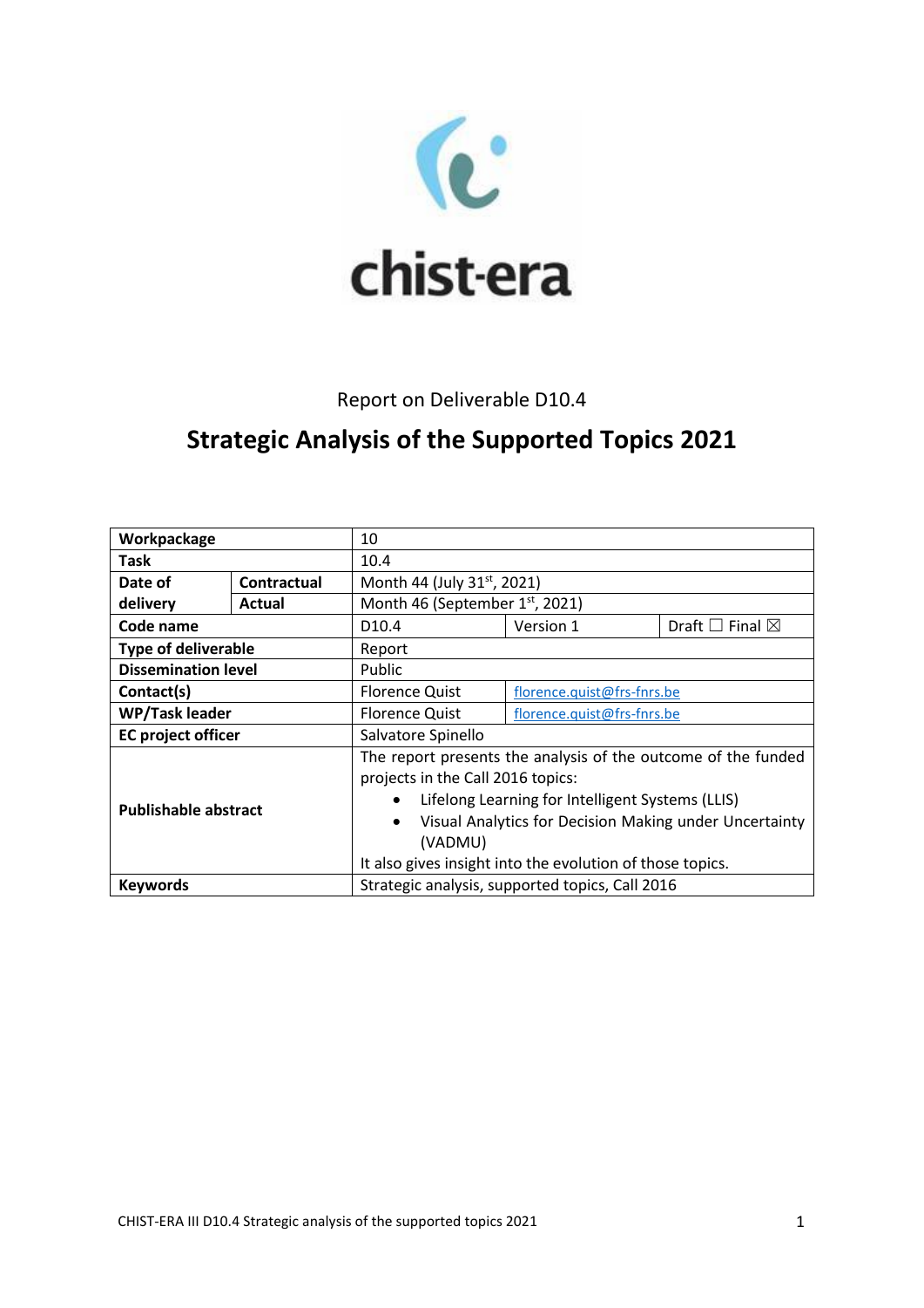chist-era

Report on Deliverable D10.4

# Strategic Analysis of the Supported Topics 2021

| Workpackage | | 10 | | |
|---|---|---|---|---|
| Task | | 10.4 | | |
| Date of delivery | Contractual | Month 44 (July 31st, 2021) | | |
| | Actual | Month 46 (September 1st, 2021) | | |
| Code name | | D10.4 | Version 1 | Draft ☐ Final ☒ |
| Type of deliverable | | Report | | |
| Dissemination level | | Public | | |
| Contact(s) | | Florence Quist | florence.quist@frs-fnrs.be | |
| WP/Task leader | | Florence Quist | florence.quist@frs-fnrs.be | |
| EC project officer | | Salvatore Spinello | | |
| Publishable abstract | | The report presents the analysis of the outcome of the funded projects in the Call 2016 topics: • Lifelong Learning for Intelligent Systems (LLIS) • Visual Analytics for Decision Making under Uncertainty (VADMU) It also gives insight into the evolution of those topics. | | |
| Keywords | | Strategic analysis, supported topics, Call 2016 | | |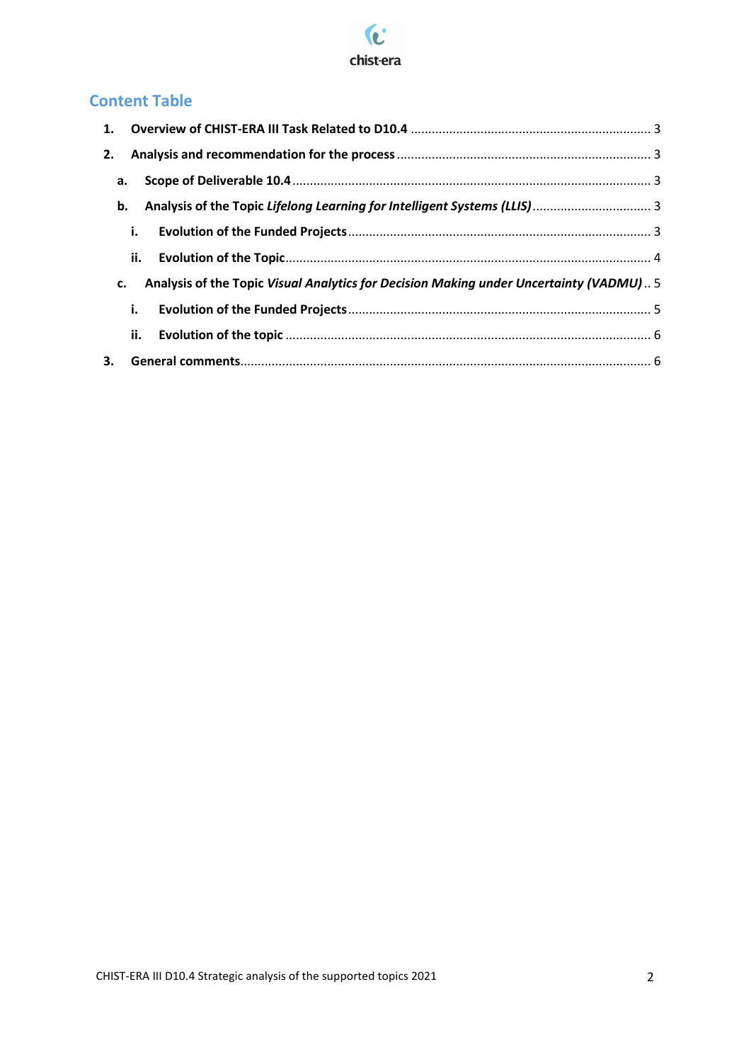## Content Table

1. **Overview of CHIST-ERA III Task Related to D10.4** ..................................................................... 3
2. **Analysis and recommendation for the process** ........................................................................ 3
   a. **Scope of Deliverable 10.4** ..................................................................................................... 3
   b. **Analysis of the Topic *Lifelong Learning for Intelligent Systems (LLIS)*** ................................. 3
      i. **Evolution of the Funded Projects** ..................................................................................... 3
      ii. **Evolution of the Topic** ...................................................................................................... 4
   c. **Analysis of the Topic *Visual Analytics for Decision Making under Uncertainty (VADMU)*** .. 5
      i. **Evolution of the Funded Projects** ..................................................................................... 5
      ii. **Evolution of the topic** ...................................................................................................... 6
3. **General comments** ..................................................................................................................... 6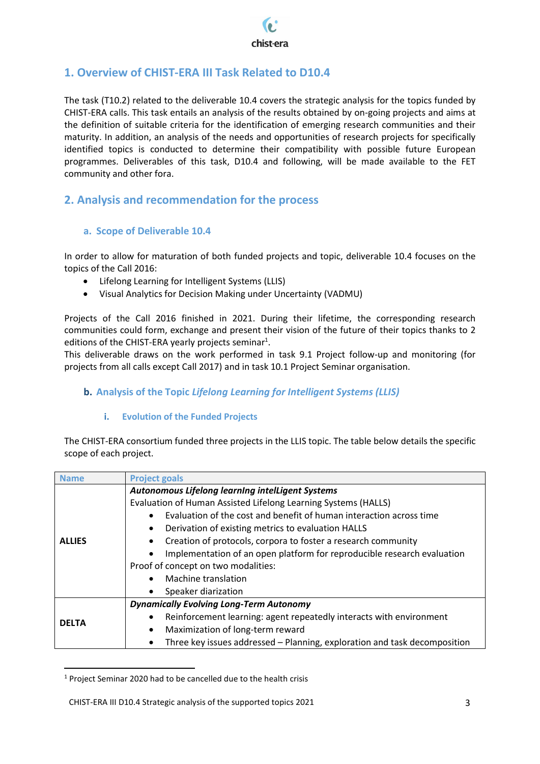## 1. Overview of CHIST-ERA III Task Related to D10.4

The task (T10.2) related to the deliverable 10.4 covers the strategic analysis for the topics funded by CHIST-ERA calls. This task entails an analysis of the results obtained by on-going projects and aims at the definition of suitable criteria for the identification of emerging research communities and their maturity. In addition, an analysis of the needs and opportunities of research projects for specifically identified topics is conducted to determine their compatibility with possible future European programmes. Deliverables of this task, D10.4 and following, will be made available to the FET community and other fora.

## 2. Analysis and recommendation for the process

### a. Scope of Deliverable 10.4

In order to allow for maturation of both funded projects and topic, deliverable 10.4 focuses on the topics of the Call 2016:

- Lifelong Learning for Intelligent Systems (LLIS)
- Visual Analytics for Decision Making under Uncertainty (VADMU)

Projects of the Call 2016 finished in 2021. During their lifetime, the corresponding research communities could form, exchange and present their vision of the future of their topics thanks to 2 editions of the CHIST-ERA yearly projects seminar[1].

This deliverable draws on the work performed in task 9.1 Project follow-up and monitoring (for projects from all calls except Call 2017) and in task 10.1 Project Seminar organisation.

### b. Analysis of the Topic *Lifelong Learning for Intelligent Systems (LLIS)*

#### i. Evolution of the Funded Projects

The CHIST-ERA consortium funded three projects in the LLIS topic. The table below details the specific scope of each project.

| Name | Project goals |
|---|---|
| **ALLIES** | ***Autonomous Lifelong learnIng intelLigent Systems***<br>Evaluation of Human Assisted Lifelong Learning Systems (HALLS)<br>• Evaluation of the cost and benefit of human interaction across time<br>• Derivation of existing metrics to evaluation HALLS<br>• Creation of protocols, corpora to foster a research community<br>• Implementation of an open platform for reproducible research evaluation<br>Proof of concept on two modalities:<br>• Machine translation<br>• Speaker diarization |
| **DELTA** | ***Dynamically Evolving Long-Term Autonomy***<br>• Reinforcement learning: agent repeatedly interacts with environment<br>• Maximization of long-term reward<br>• Three key issues addressed – Planning, exploration and task decomposition |

[1] Project Seminar 2020 had to be cancelled due to the health crisis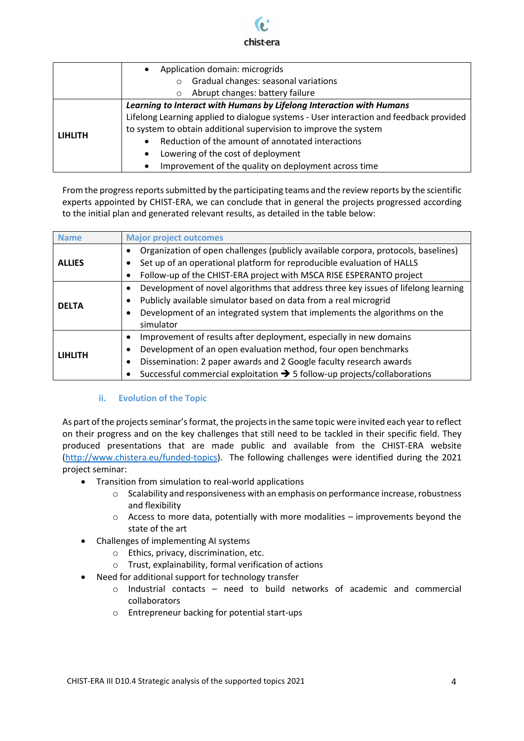| | |
|---|---|
| | • Application domain: microgrids<br>  ○ Gradual changes: seasonal variations<br>  ○ Abrupt changes: battery failure |
| **LIHLITH** | ***Learning to Interact with Humans by Lifelong Interaction with Humans***<br>Lifelong Learning applied to dialogue systems - User interaction and feedback provided to system to obtain additional supervision to improve the system<br>• Reduction of the amount of annotated interactions<br>• Lowering of the cost of deployment<br>• Improvement of the quality on deployment across time |

From the progress reports submitted by the participating teams and the review reports by the scientific experts appointed by CHIST-ERA, we can conclude that in general the projects progressed according to the initial plan and generated relevant results, as detailed in the table below:

| Name | Major project outcomes |
|---|---|
| **ALLIES** | • Organization of open challenges (publicly available corpora, protocols, baselines)<br>• Set up of an operational platform for reproducible evaluation of HALLS<br>• Follow-up of the CHIST-ERA project with MSCA RISE ESPERANTO project |
| **DELTA** | • Development of novel algorithms that address three key issues of lifelong learning<br>• Publicly available simulator based on data from a real microgrid<br>• Development of an integrated system that implements the algorithms on the simulator |
| **LIHLITH** | • Improvement of results after deployment, especially in new domains<br>• Development of an open evaluation method, four open benchmarks<br>• Dissemination: 2 paper awards and 2 Google faculty research awards<br>• Successful commercial exploitation ➔ 5 follow-up projects/collaborations |

### ii. Evolution of the Topic

As part of the projects seminar's format, the projects in the same topic were invited each year to reflect on their progress and on the key challenges that still need to be tackled in their specific field. They produced presentations that are made public and available from the CHIST-ERA website (http://www.chistera.eu/funded-topics). The following challenges were identified during the 2021 project seminar:

- Transition from simulation to real-world applications
  - Scalability and responsiveness with an emphasis on performance increase, robustness and flexibility
  - Access to more data, potentially with more modalities – improvements beyond the state of the art
- Challenges of implementing AI systems
  - Ethics, privacy, discrimination, etc.
  - Trust, explainability, formal verification of actions
- Need for additional support for technology transfer
  - Industrial contacts – need to build networks of academic and commercial collaborators
  - Entrepreneur backing for potential start-ups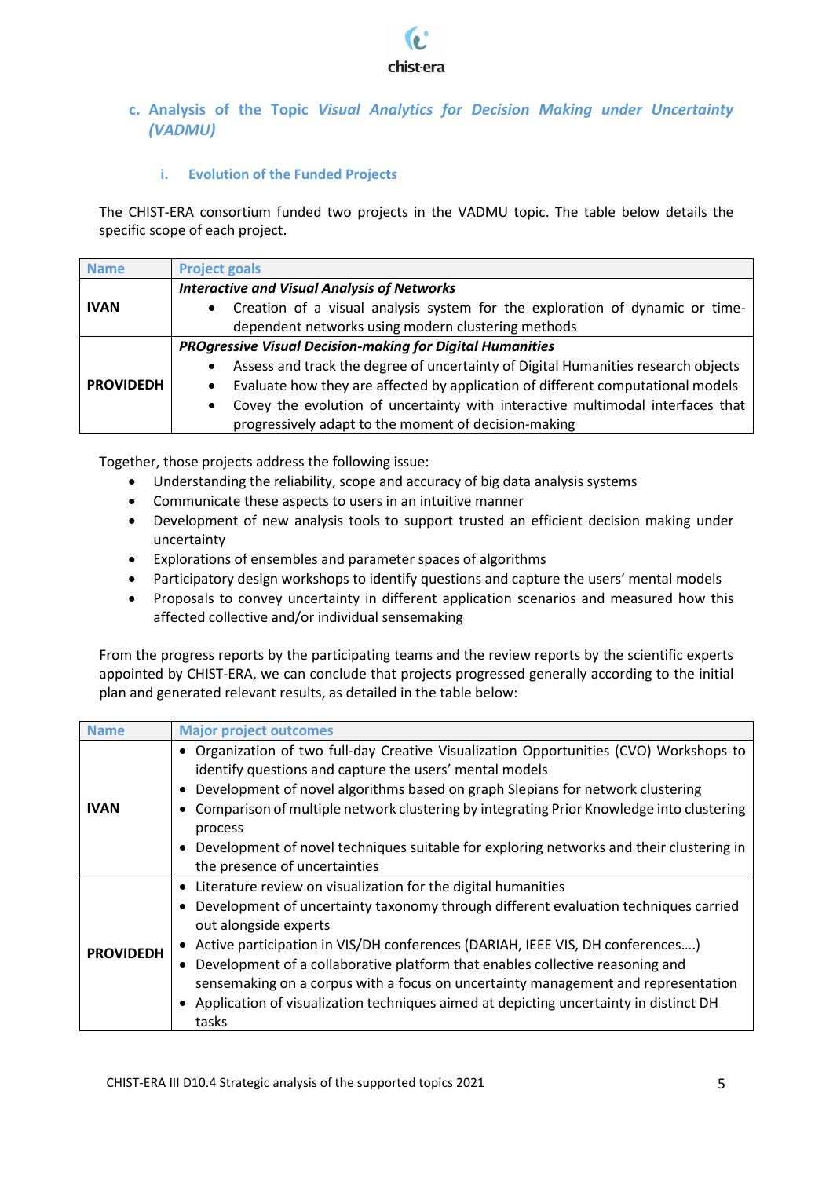### c. Analysis of the Topic *Visual Analytics for Decision Making under Uncertainty (VADMU)*

#### i. Evolution of the Funded Projects

The CHIST-ERA consortium funded two projects in the VADMU topic. The table below details the specific scope of each project.

| Name | Project goals |
|---|---|
| **IVAN** | ***Interactive and Visual Analysis of Networks***<br>• Creation of a visual analysis system for the exploration of dynamic or time-dependent networks using modern clustering methods |
| **PROVIDEDH** | ***PROgressive Visual Decision-making for Digital Humanities***<br>• Assess and track the degree of uncertainty of Digital Humanities research objects<br>• Evaluate how they are affected by application of different computational models<br>• Covey the evolution of uncertainty with interactive multimodal interfaces that progressively adapt to the moment of decision-making |

Together, those projects address the following issue:

- Understanding the reliability, scope and accuracy of big data analysis systems
- Communicate these aspects to users in an intuitive manner
- Development of new analysis tools to support trusted an efficient decision making under uncertainty
- Explorations of ensembles and parameter spaces of algorithms
- Participatory design workshops to identify questions and capture the users' mental models
- Proposals to convey uncertainty in different application scenarios and measured how this affected collective and/or individual sensemaking

From the progress reports by the participating teams and the review reports by the scientific experts appointed by CHIST-ERA, we can conclude that projects progressed generally according to the initial plan and generated relevant results, as detailed in the table below:

| Name | Major project outcomes |
|---|---|
| **IVAN** | • Organization of two full-day Creative Visualization Opportunities (CVO) Workshops to identify questions and capture the users' mental models<br>• Development of novel algorithms based on graph Slepians for network clustering<br>• Comparison of multiple network clustering by integrating Prior Knowledge into clustering process<br>• Development of novel techniques suitable for exploring networks and their clustering in the presence of uncertainties |
| **PROVIDEDH** | • Literature review on visualization for the digital humanities<br>• Development of uncertainty taxonomy through different evaluation techniques carried out alongside experts<br>• Active participation in VIS/DH conferences (DARIAH, IEEE VIS, DH conferences….)<br>• Development of a collaborative platform that enables collective reasoning and sensemaking on a corpus with a focus on uncertainty management and representation<br>• Application of visualization techniques aimed at depicting uncertainty in distinct DH tasks |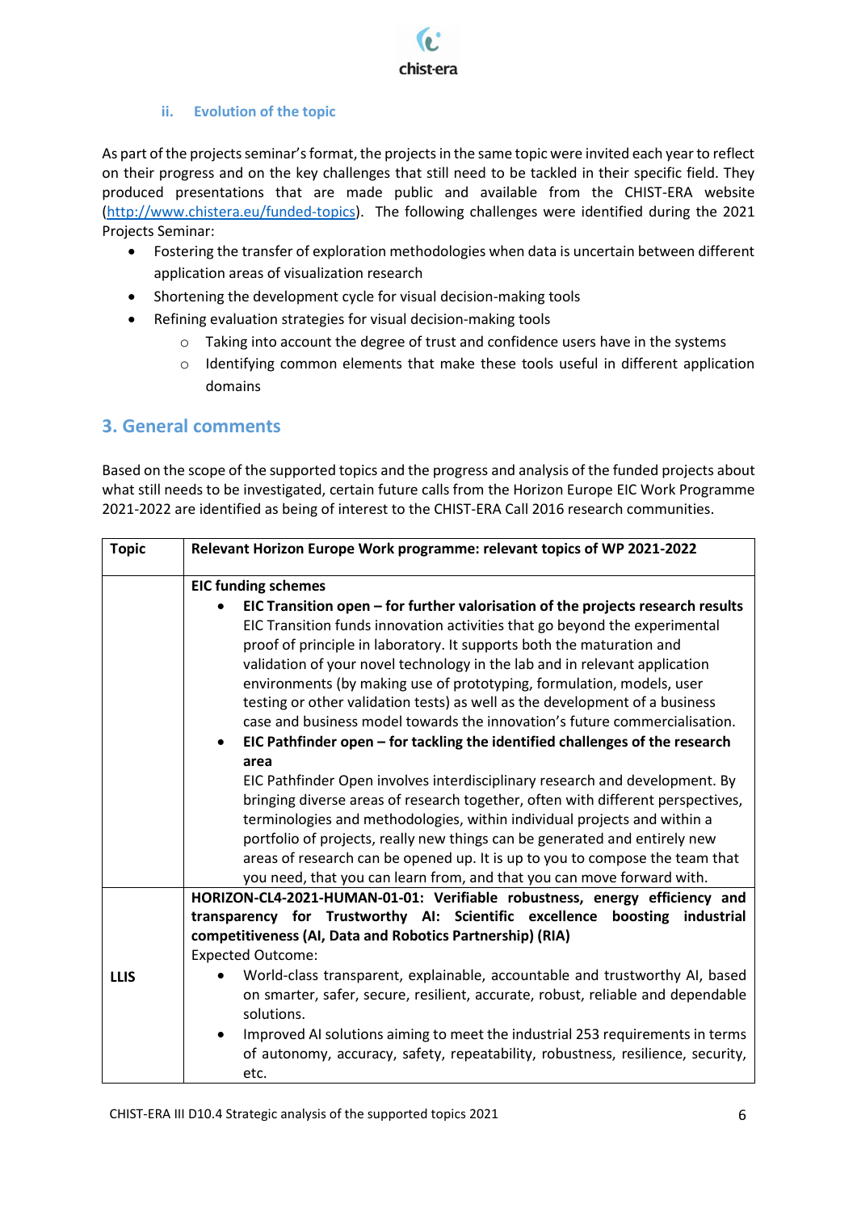### ii. Evolution of the topic

As part of the projects seminar's format, the projects in the same topic were invited each year to reflect on their progress and on the key challenges that still need to be tackled in their specific field. They produced presentations that are made public and available from the CHIST-ERA website (http://www.chistera.eu/funded-topics). The following challenges were identified during the 2021 Projects Seminar:

- Fostering the transfer of exploration methodologies when data is uncertain between different application areas of visualization research
- Shortening the development cycle for visual decision-making tools
- Refining evaluation strategies for visual decision-making tools
  - Taking into account the degree of trust and confidence users have in the systems
  - Identifying common elements that make these tools useful in different application domains

## 3. General comments

Based on the scope of the supported topics and the progress and analysis of the funded projects about what still needs to be investigated, certain future calls from the Horizon Europe EIC Work Programme 2021-2022 are identified as being of interest to the CHIST-ERA Call 2016 research communities.

| Topic | Relevant Horizon Europe Work programme: relevant topics of WP 2021-2022 |
|---|---|
| | **EIC funding schemes**<br>• **EIC Transition open – for further valorisation of the projects research results**<br>EIC Transition funds innovation activities that go beyond the experimental proof of principle in laboratory. It supports both the maturation and validation of your novel technology in the lab and in relevant application environments (by making use of prototyping, formulation, models, user testing or other validation tests) as well as the development of a business case and business model towards the innovation's future commercialisation.<br>• **EIC Pathfinder open – for tackling the identified challenges of the research area**<br>EIC Pathfinder Open involves interdisciplinary research and development. By bringing diverse areas of research together, often with different perspectives, terminologies and methodologies, within individual projects and within a portfolio of projects, really new things can be generated and entirely new areas of research can be opened up. It is up to you to compose the team that you need, that you can learn from, and that you can move forward with. |
| **LLIS** | **HORIZON-CL4-2021-HUMAN-01-01: Verifiable robustness, energy efficiency and transparency for Trustworthy AI: Scientific excellence boosting industrial competitiveness (AI, Data and Robotics Partnership) (RIA)**<br>Expected Outcome:<br>• World-class transparent, explainable, accountable and trustworthy AI, based on smarter, safer, secure, resilient, accurate, robust, reliable and dependable solutions.<br>• Improved AI solutions aiming to meet the industrial 253 requirements in terms of autonomy, accuracy, safety, repeatability, robustness, resilience, security, etc. |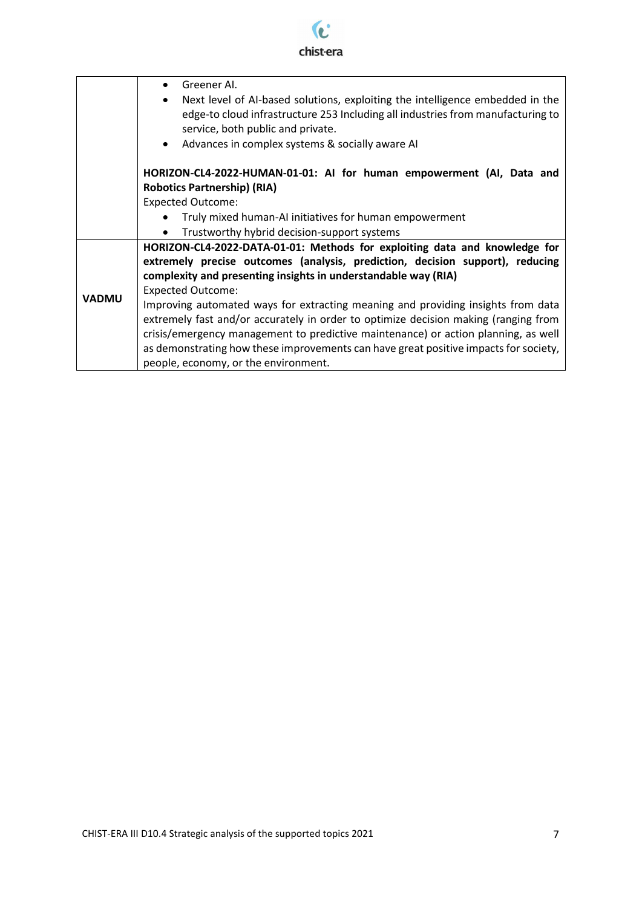| | |
|---|---|
| | • Greener AI.<br>• Next level of AI-based solutions, exploiting the intelligence embedded in the edge-to cloud infrastructure 253 Including all industries from manufacturing to service, both public and private.<br>• Advances in complex systems & socially aware AI<br><br>**HORIZON-CL4-2022-HUMAN-01-01: AI for human empowerment (AI, Data and Robotics Partnership) (RIA)**<br>Expected Outcome:<br>• Truly mixed human-AI initiatives for human empowerment<br>• Trustworthy hybrid decision-support systems |
| **VADMU** | **HORIZON-CL4-2022-DATA-01-01: Methods for exploiting data and knowledge for extremely precise outcomes (analysis, prediction, decision support), reducing complexity and presenting insights in understandable way (RIA)**<br>Expected Outcome:<br>Improving automated ways for extracting meaning and providing insights from data extremely fast and/or accurately in order to optimize decision making (ranging from crisis/emergency management to predictive maintenance) or action planning, as well as demonstrating how these improvements can have great positive impacts for society, people, economy, or the environment. |